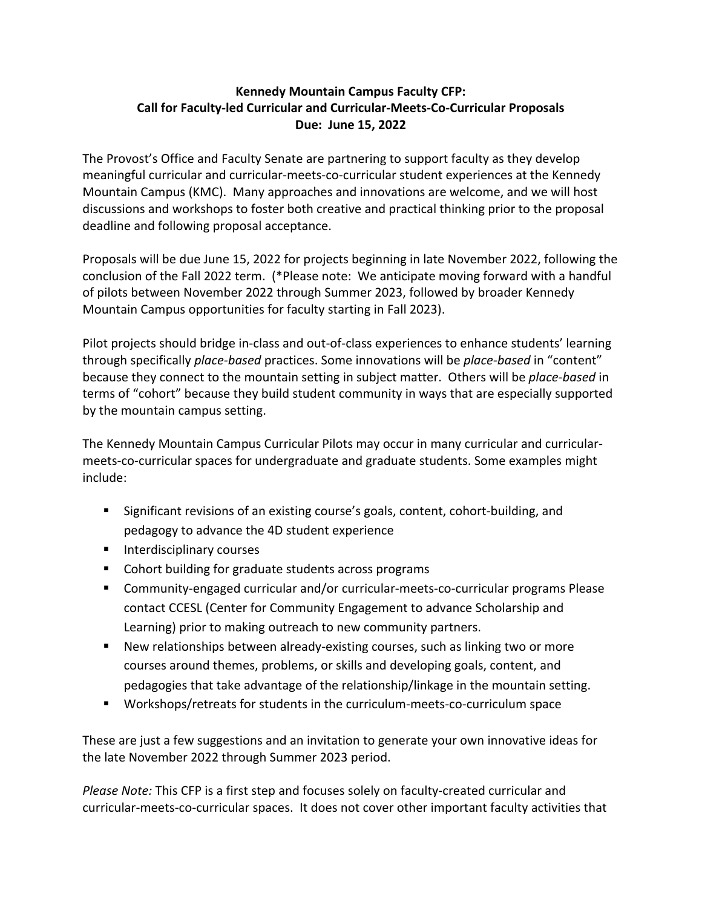**Kennedy Mountain Campus Faculty CFP:**
**Call for Faculty-led Curricular and Curricular-Meets-Co-Curricular Proposals**
**Due: June 15, 2022**

The Provost's Office and Faculty Senate are partnering to support faculty as they develop meaningful curricular and curricular-meets-co-curricular student experiences at the Kennedy Mountain Campus (KMC). Many approaches and innovations are welcome, and we will host discussions and workshops to foster both creative and practical thinking prior to the proposal deadline and following proposal acceptance.

Proposals will be due June 15, 2022 for projects beginning in late November 2022, following the conclusion of the Fall 2022 term. (*Please note: We anticipate moving forward with a handful of pilots between November 2022 through Summer 2023, followed by broader Kennedy Mountain Campus opportunities for faculty starting in Fall 2023).

Pilot projects should bridge in-class and out-of-class experiences to enhance students' learning through specifically *place-based* practices. Some innovations will be *place-based* in "content" because they connect to the mountain setting in subject matter. Others will be *place-based* in terms of "cohort" because they build student community in ways that are especially supported by the mountain campus setting.

The Kennedy Mountain Campus Curricular Pilots may occur in many curricular and curricular-meets-co-curricular spaces for undergraduate and graduate students. Some examples might include:

- Significant revisions of an existing course's goals, content, cohort-building, and pedagogy to advance the 4D student experience
- Interdisciplinary courses
- Cohort building for graduate students across programs
- Community-engaged curricular and/or curricular-meets-co-curricular programs Please contact CCESL (Center for Community Engagement to advance Scholarship and Learning) prior to making outreach to new community partners.
- New relationships between already-existing courses, such as linking two or more courses around themes, problems, or skills and developing goals, content, and pedagogies that take advantage of the relationship/linkage in the mountain setting.
- Workshops/retreats for students in the curriculum-meets-co-curriculum space

These are just a few suggestions and an invitation to generate your own innovative ideas for the late November 2022 through Summer 2023 period.

*Please Note:* This CFP is a first step and focuses solely on faculty-created curricular and curricular-meets-co-curricular spaces. It does not cover other important faculty activities that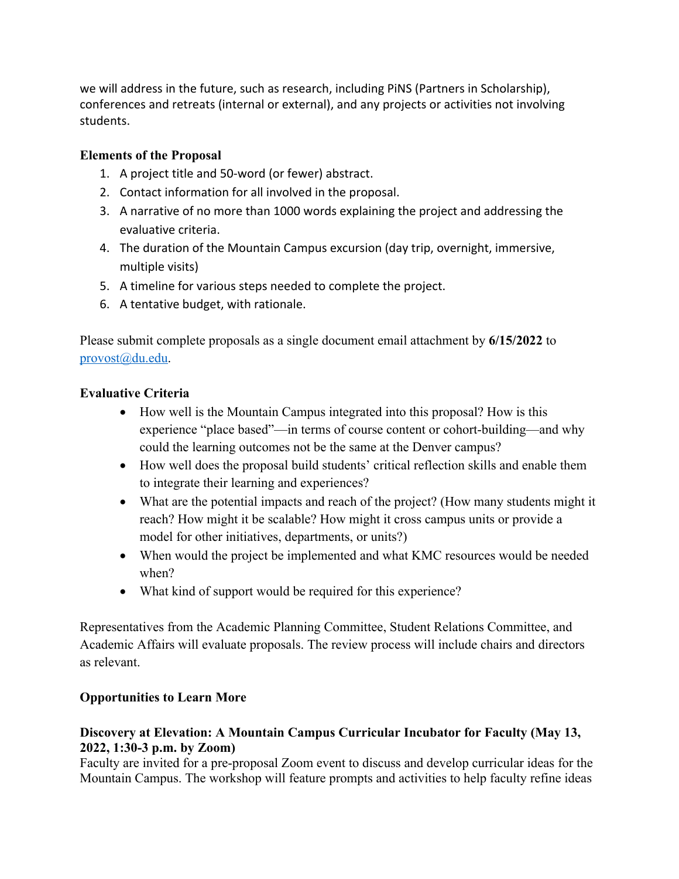we will address in the future, such as research, including PiNS (Partners in Scholarship), conferences and retreats (internal or external), and any projects or activities not involving students.

**Elements of the Proposal**

1. A project title and 50-word (or fewer) abstract.
2. Contact information for all involved in the proposal.
3. A narrative of no more than 1000 words explaining the project and addressing the evaluative criteria.
4. The duration of the Mountain Campus excursion (day trip, overnight, immersive, multiple visits)
5. A timeline for various steps needed to complete the project.
6. A tentative budget, with rationale.

Please submit complete proposals as a single document email attachment by **6/15/2022** to provost@du.edu.

**Evaluative Criteria**

- How well is the Mountain Campus integrated into this proposal? How is this experience "place based"—in terms of course content or cohort-building—and why could the learning outcomes not be the same at the Denver campus?
- How well does the proposal build students' critical reflection skills and enable them to integrate their learning and experiences?
- What are the potential impacts and reach of the project? (How many students might it reach? How might it be scalable? How might it cross campus units or provide a model for other initiatives, departments, or units?)
- When would the project be implemented and what KMC resources would be needed when?
- What kind of support would be required for this experience?

Representatives from the Academic Planning Committee, Student Relations Committee, and Academic Affairs will evaluate proposals. The review process will include chairs and directors as relevant.

**Opportunities to Learn More**

**Discovery at Elevation: A Mountain Campus Curricular Incubator for Faculty (May 13, 2022, 1:30-3 p.m. by Zoom)**
Faculty are invited for a pre-proposal Zoom event to discuss and develop curricular ideas for the Mountain Campus. The workshop will feature prompts and activities to help faculty refine ideas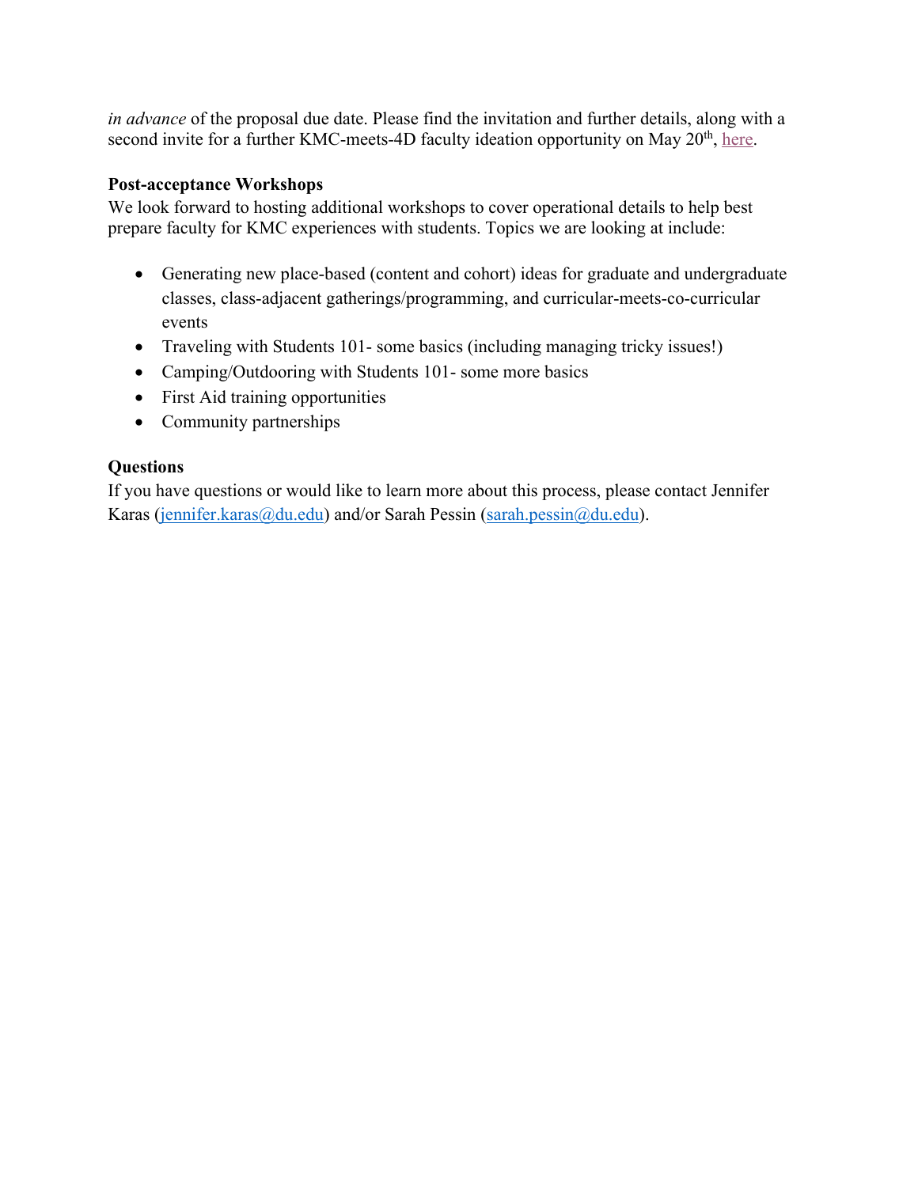*in advance* of the proposal due date. Please find the invitation and further details, along with a second invite for a further KMC-meets-4D faculty ideation opportunity on May 20th, [here](here).

**Post-acceptance Workshops**

We look forward to hosting additional workshops to cover operational details to help best prepare faculty for KMC experiences with students. Topics we are looking at include:

- Generating new place-based (content and cohort) ideas for graduate and undergraduate classes, class-adjacent gatherings/programming, and curricular-meets-co-curricular events
- Traveling with Students 101- some basics (including managing tricky issues!)
- Camping/Outdooring with Students 101- some more basics
- First Aid training opportunities
- Community partnerships

**Questions**

If you have questions or would like to learn more about this process, please contact Jennifer Karas (jennifer.karas@du.edu) and/or Sarah Pessin (sarah.pessin@du.edu).